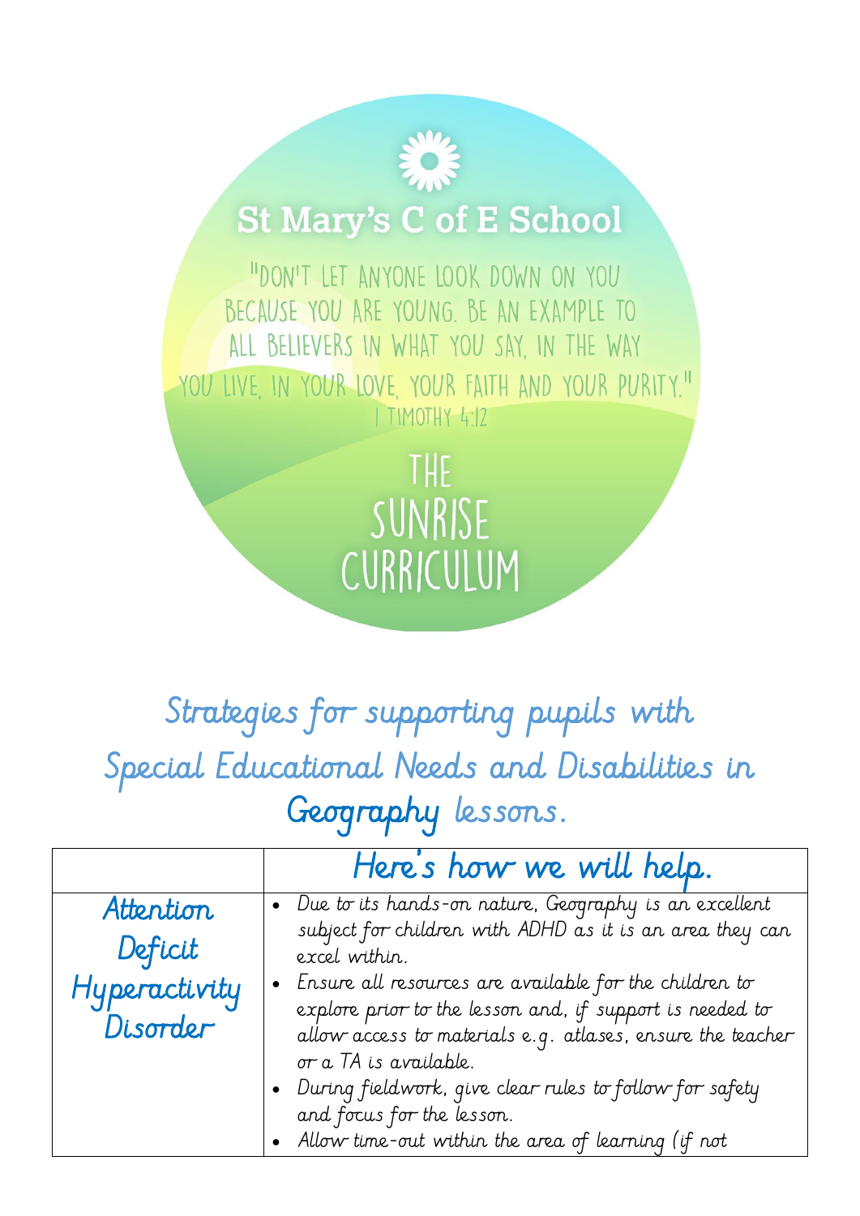# St Mary's C of E School

"DON'T LET ANYONE LOOK DOWN ON YOU BECAUSE YOU ARE YOUNG. BE AN EXAMPLE TO ALL BELIEVERS IN WHAT YOU SAY, IN THE WAY YOU LIVE, IN YOUR LOVE, YOUR FAITH AND YOUR PURITY."
1 TIMOTHY 4:12

# THE SUNRISE CURRICULUM

## Strategies for supporting pupils with Special Educational Needs and Disabilities in Geography lessons.

| | Here's how we will help. |
|---|---|
| Attention Deficit Hyperactivity Disorder | • Due to its hands-on nature, Geography is an excellent subject for children with ADHD as it is an area they can excel within.<br>• Ensure all resources are available for the children to explore prior to the lesson and, if support is needed to allow access to materials e.g. atlases, ensure the teacher or a TA is available.<br>• During fieldwork, give clear rules to follow for safety and focus for the lesson.<br>• Allow time-out within the area of learning (if not |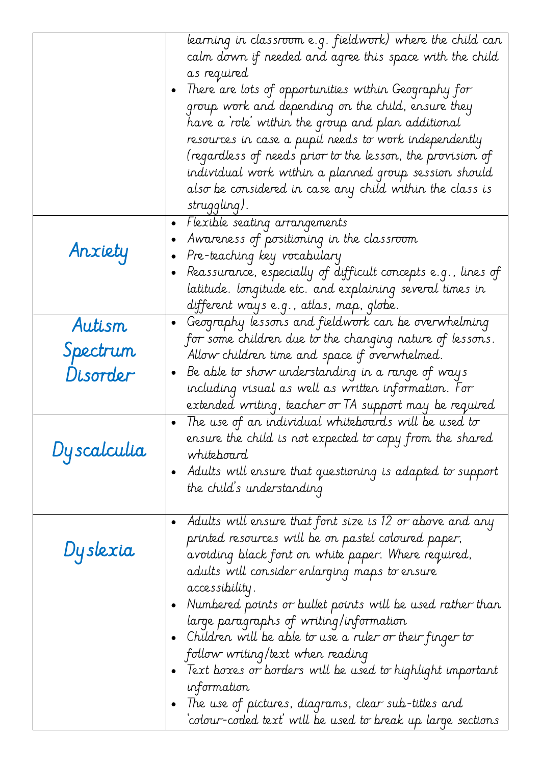| | |
|---|---|
| | learning in classroom e.g. fieldwork) where the child can calm down if needed and agree this space with the child as required<br>• There are lots of opportunities within Geography for group work and depending on the child, ensure they have a 'role' within the group and plan additional resources in case a pupil needs to work independently (regardless of needs prior to the lesson, the provision of individual work within a planned group session should also be considered in case any child within the class is struggling). |
| Anxiety | • Flexible seating arrangements<br>• Awareness of positioning in the classroom<br>• Pre-teaching key vocabulary<br>• Reassurance, especially of difficult concepts e.g., lines of latitude. longitude etc. and explaining several times in different ways e.g., atlas, map, globe. |
| Autism Spectrum Disorder | • Geography lessons and fieldwork can be overwhelming for some children due to the changing nature of lessons. Allow children time and space if overwhelmed.<br>• Be able to show understanding in a range of ways including visual as well as written information. For extended writing, teacher or TA support may be required |
| Dyscalculia | • The use of an individual whiteboards will be used to ensure the child is not expected to copy from the shared whiteboard<br>• Adults will ensure that questioning is adapted to support the child's understanding |
| Dyslexia | • Adults will ensure that font size is 12 or above and any printed resources will be on pastel coloured paper, avoiding black font on white paper. Where required, adults will consider enlarging maps to ensure accessibility.<br>• Numbered points or bullet points will be used rather than large paragraphs of writing/information<br>• Children will be able to use a ruler or their finger to follow writing/text when reading<br>• Text boxes or borders will be used to highlight important information<br>• The use of pictures, diagrams, clear sub-titles and 'colour-coded text' will be used to break up large sections |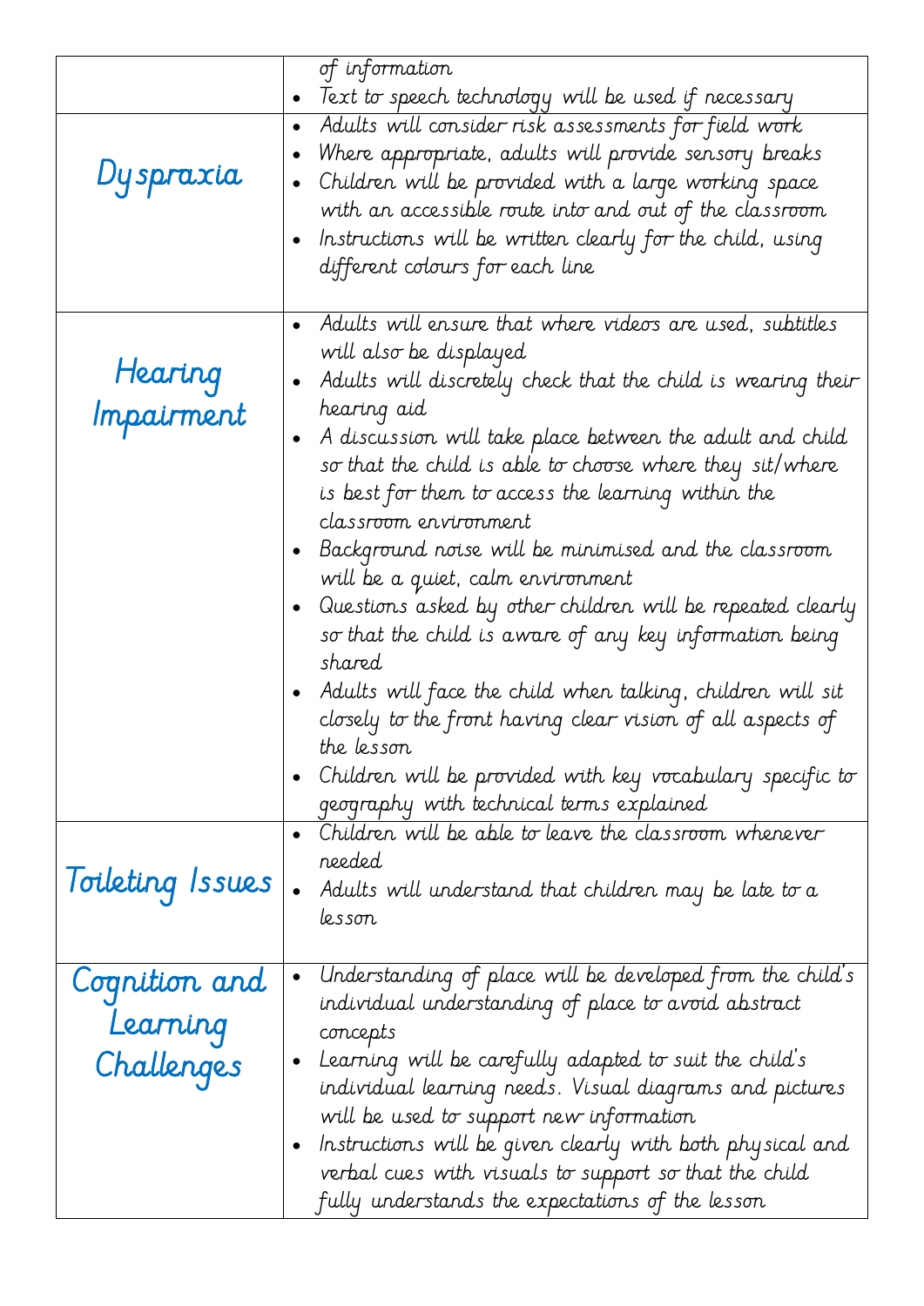| | |
|---|---|
| | of information<br>• Text to speech technology will be used if necessary |
| Dyspraxia | • Adults will consider risk assessments for field work<br>• Where appropriate, adults will provide sensory breaks<br>• Children will be provided with a large working space with an accessible route into and out of the classroom<br>• Instructions will be written clearly for the child, using different colours for each line |
| Hearing Impairment | • Adults will ensure that where videos are used, subtitles will also be displayed<br>• Adults will discretely check that the child is wearing their hearing aid<br>• A discussion will take place between the adult and child so that the child is able to choose where they sit/where is best for them to access the learning within the classroom environment<br>• Background noise will be minimised and the classroom will be a quiet, calm environment<br>• Questions asked by other children will be repeated clearly so that the child is aware of any key information being shared<br>• Adults will face the child when talking, children will sit closely to the front having clear vision of all aspects of the lesson<br>• Children will be provided with key vocabulary specific to geography with technical terms explained |
| Toileting Issues | • Children will be able to leave the classroom whenever needed<br>• Adults will understand that children may be late to a lesson |
| Cognition and Learning Challenges | • Understanding of place will be developed from the child's individual understanding of place to avoid abstract concepts<br>• Learning will be carefully adapted to suit the child's individual learning needs. Visual diagrams and pictures will be used to support new information<br>• Instructions will be given clearly with both physical and verbal cues with visuals to support so that the child fully understands the expectations of the lesson |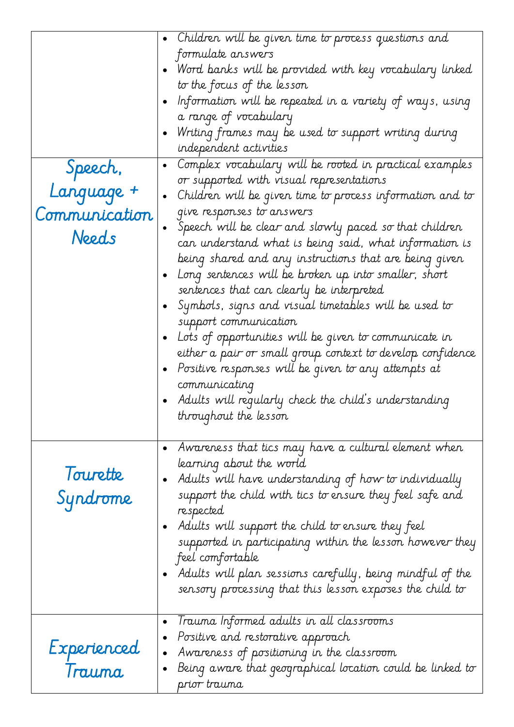| | |
|---|---|
| | • Children will be given time to process questions and formulate answers<br>• Word banks will be provided with key vocabulary linked to the focus of the lesson<br>• Information will be repeated in a variety of ways, using a range of vocabulary<br>• Writing frames may be used to support writing during independent activities |
| Speech, Language + Communication Needs | • Complex vocabulary will be rooted in practical examples or supported with visual representations<br>• Children will be given time to process information and to give responses to answers<br>• Speech will be clear and slowly paced so that children can understand what is being said, what information is being shared and any instructions that are being given<br>• Long sentences will be broken up into smaller, short sentences that can clearly be interpreted<br>• Symbols, signs and visual timetables will be used to support communication<br>• Lots of opportunities will be given to communicate in either a pair or small group context to develop confidence<br>• Positive responses will be given to any attempts at communicating<br>• Adults will regularly check the child's understanding throughout the lesson |
| Tourette Syndrome | • Awareness that tics may have a cultural element when learning about the world<br>• Adults will have understanding of how to individually support the child with tics to ensure they feel safe and respected<br>• Adults will support the child to ensure they feel supported in participating within the lesson however they feel comfortable<br>• Adults will plan sessions carefully, being mindful of the sensory processing that this lesson exposes the child to |
| Experienced Trauma | • Trauma Informed adults in all classrooms<br>• Positive and restorative approach<br>• Awareness of positioning in the classroom<br>• Being aware that geographical location could be linked to prior trauma |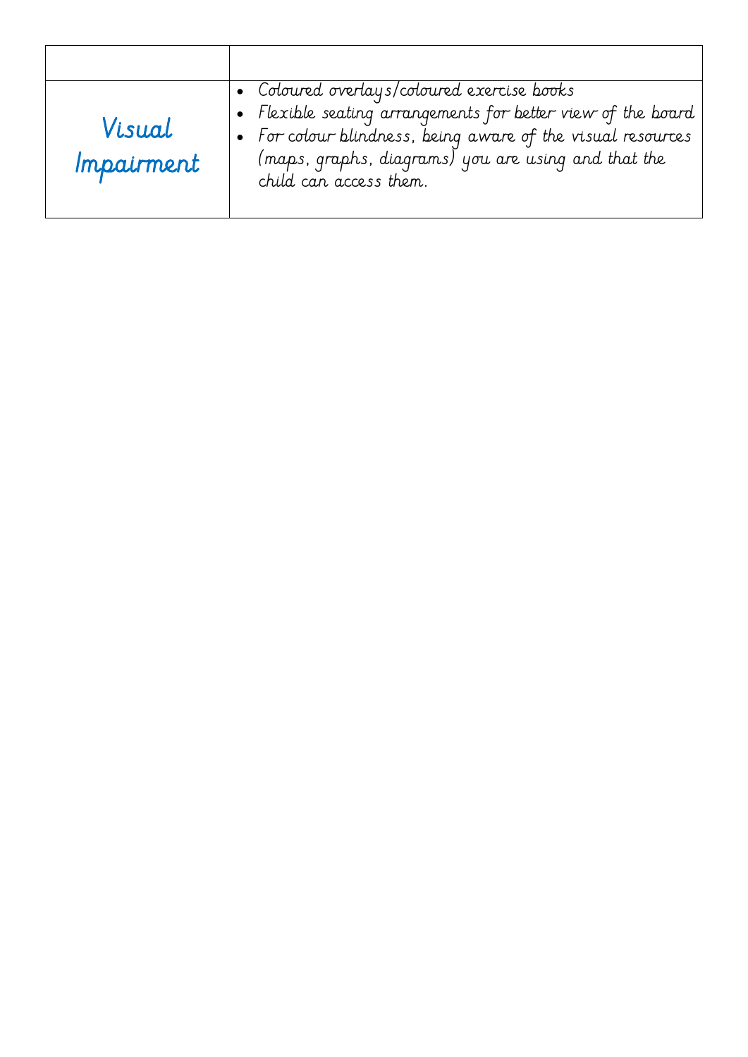| | |
|---|---|
| Visual Impairment | • Coloured overlays/coloured exercise books<br>• Flexible seating arrangements for better view of the board<br>• For colour blindness, being aware of the visual resources (maps, graphs, diagrams) you are using and that the child can access them. |